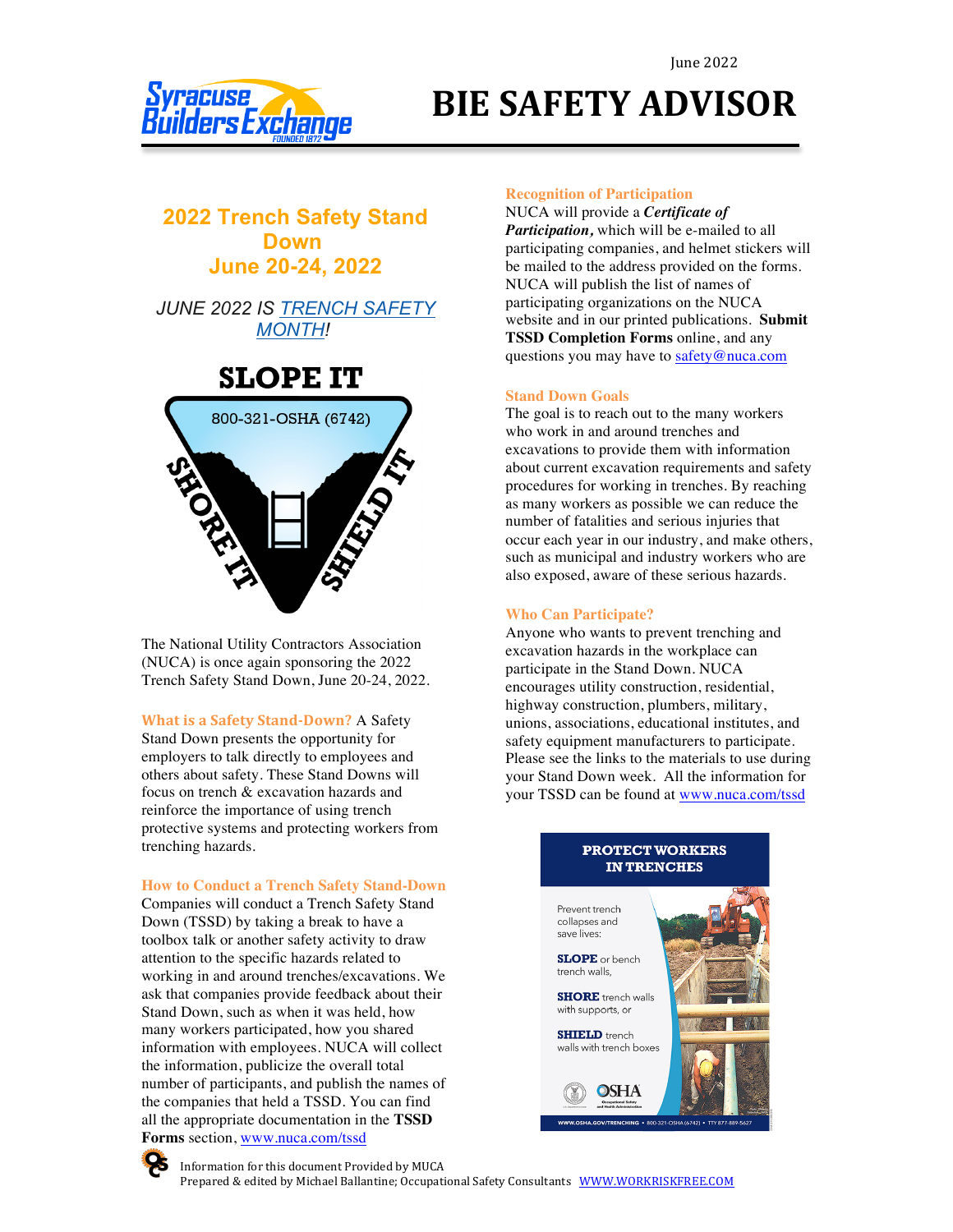June 2022

# BIE SAFETY ADVISOR

## 2022 Trench Safety Stand Down June 20-24, 2022

*JUNE 2022 IS TRENCH SAFETY MONTH!*

The National Utility Contractors Association (NUCA) is once again sponsoring the 2022 Trench Safety Stand Down, June 20-24, 2022.

**What is a Safety Stand-Down?** A Safety Stand Down presents the opportunity for employers to talk directly to employees and others about safety. These Stand Downs will focus on trench & excavation hazards and reinforce the importance of using trench protective systems and protecting workers from trenching hazards.

### How to Conduct a Trench Safety Stand-Down

Companies will conduct a Trench Safety Stand Down (TSSD) by taking a break to have a toolbox talk or another safety activity to draw attention to the specific hazards related to working in and around trenches/excavations. We ask that companies provide feedback about their Stand Down, such as when it was held, how many workers participated, how you shared information with employees. NUCA will collect the information, publicize the overall total number of participants, and publish the names of the companies that held a TSSD. You can find all the appropriate documentation in the **TSSD Forms** section, www.nuca.com/tssd

### Recognition of Participation

NUCA will provide a ***Certificate of Participation,*** which will be e-mailed to all participating companies, and helmet stickers will be mailed to the address provided on the forms. NUCA will publish the list of names of participating organizations on the NUCA website and in our printed publications. **Submit TSSD Completion Forms** online, and any questions you may have to safety@nuca.com

### Stand Down Goals

The goal is to reach out to the many workers who work in and around trenches and excavations to provide them with information about current excavation requirements and safety procedures for working in trenches. By reaching as many workers as possible we can reduce the number of fatalities and serious injuries that occur each year in our industry, and make others, such as municipal and industry workers who are also exposed, aware of these serious hazards.

### Who Can Participate?

Anyone who wants to prevent trenching and excavation hazards in the workplace can participate in the Stand Down. NUCA encourages utility construction, residential, highway construction, plumbers, military, unions, associations, educational institutes, and safety equipment manufacturers to participate. Please see the links to the materials to use during your Stand Down week. All the information for your TSSD can be found at www.nuca.com/tssd

Information for this document Provided by MUCA
Prepared & edited by Michael Ballantine; Occupational Safety Consultants WWW.WORKRISKFREE.COM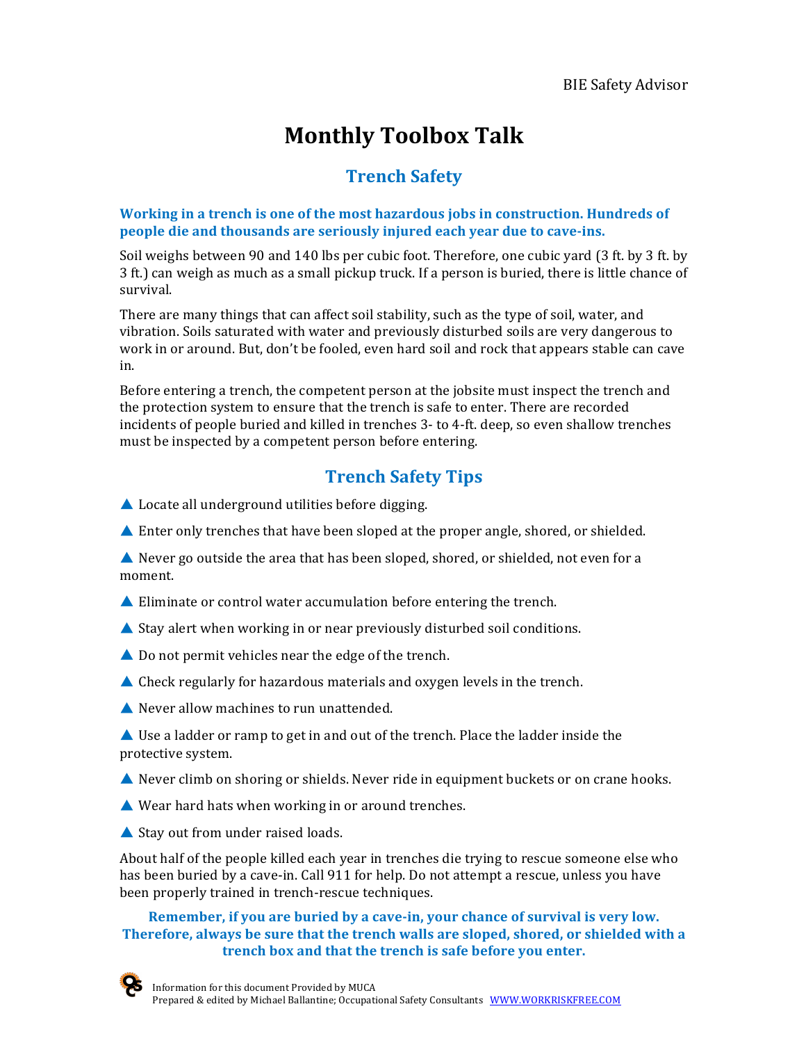BIE Safety Advisor

# Monthly Toolbox Talk

## Trench Safety

**Working in a trench is one of the most hazardous jobs in construction. Hundreds of people die and thousands are seriously injured each year due to cave-ins.**

Soil weighs between 90 and 140 lbs per cubic foot. Therefore, one cubic yard (3 ft. by 3 ft. by 3 ft.) can weigh as much as a small pickup truck. If a person is buried, there is little chance of survival.

There are many things that can affect soil stability, such as the type of soil, water, and vibration. Soils saturated with water and previously disturbed soils are very dangerous to work in or around. But, don't be fooled, even hard soil and rock that appears stable can cave in.

Before entering a trench, the competent person at the jobsite must inspect the trench and the protection system to ensure that the trench is safe to enter. There are recorded incidents of people buried and killed in trenches 3- to 4-ft. deep, so even shallow trenches must be inspected by a competent person before entering.

## Trench Safety Tips

▲ Locate all underground utilities before digging.

▲ Enter only trenches that have been sloped at the proper angle, shored, or shielded.

▲ Never go outside the area that has been sloped, shored, or shielded, not even for a moment.

▲ Eliminate or control water accumulation before entering the trench.

▲ Stay alert when working in or near previously disturbed soil conditions.

▲ Do not permit vehicles near the edge of the trench.

▲ Check regularly for hazardous materials and oxygen levels in the trench.

▲ Never allow machines to run unattended.

▲ Use a ladder or ramp to get in and out of the trench. Place the ladder inside the protective system.

▲ Never climb on shoring or shields. Never ride in equipment buckets or on crane hooks.

▲ Wear hard hats when working in or around trenches.

▲ Stay out from under raised loads.

About half of the people killed each year in trenches die trying to rescue someone else who has been buried by a cave-in. Call 911 for help. Do not attempt a rescue, unless you have been properly trained in trench-rescue techniques.

**Remember, if you are buried by a cave-in, your chance of survival is very low. Therefore, always be sure that the trench walls are sloped, shored, or shielded with a trench box and that the trench is safe before you enter.**

Information for this document Provided by MUCA
Prepared & edited by Michael Ballantine; Occupational Safety Consultants WWW.WORKRISKFREE.COM